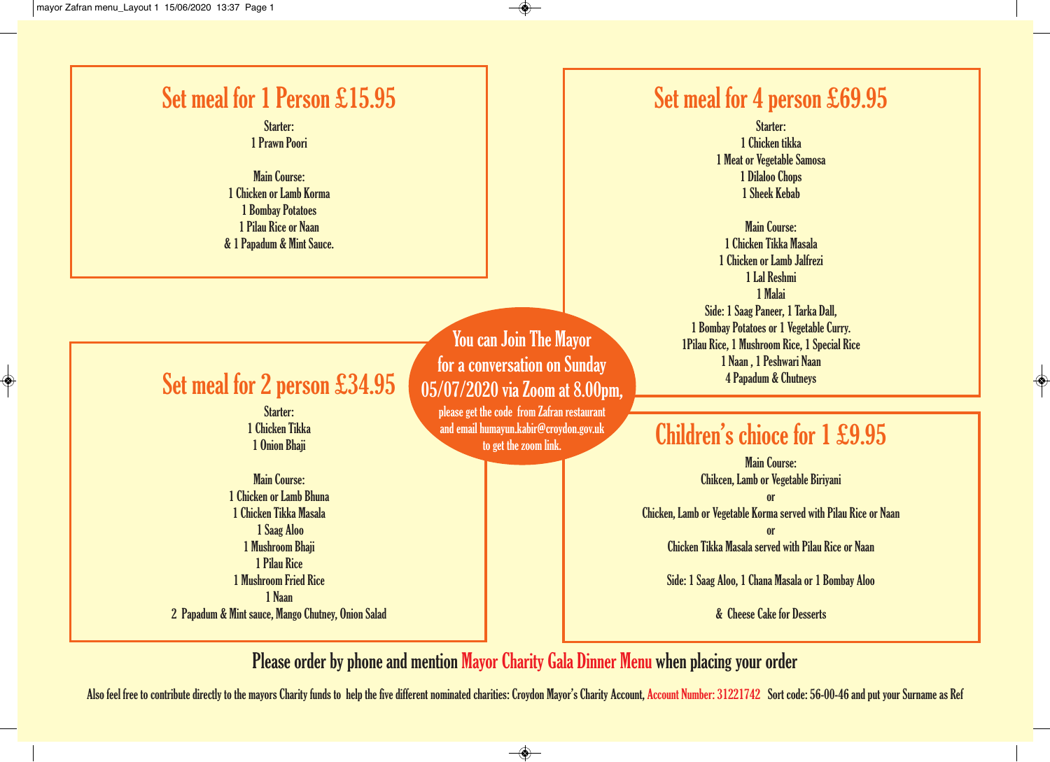## Set meal for 1 Person £15.95

Starter:
1 Prawn Poori

Main Course:
1 Chicken or Lamb Korma
1 Bombay Potatoes
1 Pilau Rice or Naan
& 1 Papadum & Mint Sauce.

## Set meal for 2 person £34.95

Starter:
1 Chicken Tikka
1 Onion Bhaji

Main Course:
1 Chicken or Lamb Bhuna
1 Chicken Tikka Masala
1 Saag Aloo
1 Mushroom Bhaji
1 Pilau Rice
1 Mushroom Fried Rice
1 Naan
2 Papadum & Mint sauce, Mango Chutney, Onion Salad

**You can Join The Mayor for a conversation on Sunday 05/07/2020 via Zoom at 8.00pm,**
please get the code from Zafran restaurant and email humayun.kabir@croydon.gov.uk to get the zoom link.

## Set meal for 4 person £69.95

Starter:
1 Chicken tikka
1 Meat or Vegetable Samosa
1 Dilaloo Chops
1 Sheek Kebab

Main Course:
1 Chicken Tikka Masala
1 Chicken or Lamb Jalfrezi
1 Lal Reshmi
1 Malai
Side: 1 Saag Paneer, 1 Tarka Dall,
1 Bombay Potatoes or 1 Vegetable Curry.
1Pilau Rice, 1 Mushroom Rice, 1 Special Rice
1 Naan , 1 Peshwari Naan
4 Papadum & Chutneys

## Children's chioce for 1 £9.95

Main Course:
Chikcen, Lamb or Vegetable Biriyani
or
Chicken, Lamb or Vegetable Korma served with Pilau Rice or Naan
or
Chicken Tikka Masala served with Pilau Rice or Naan

Side: 1 Saag Aloo, 1 Chana Masala or 1 Bombay Aloo

& Cheese Cake for Desserts

**Please order by phone and mention Mayor Charity Gala Dinner Menu when placing your order**

Also feel free to contribute directly to the mayors Charity funds to help the five different nominated charities: Croydon Mayor's Charity Account, Account Number: 31221742 Sort code: 56-00-46 and put your Surname as Ref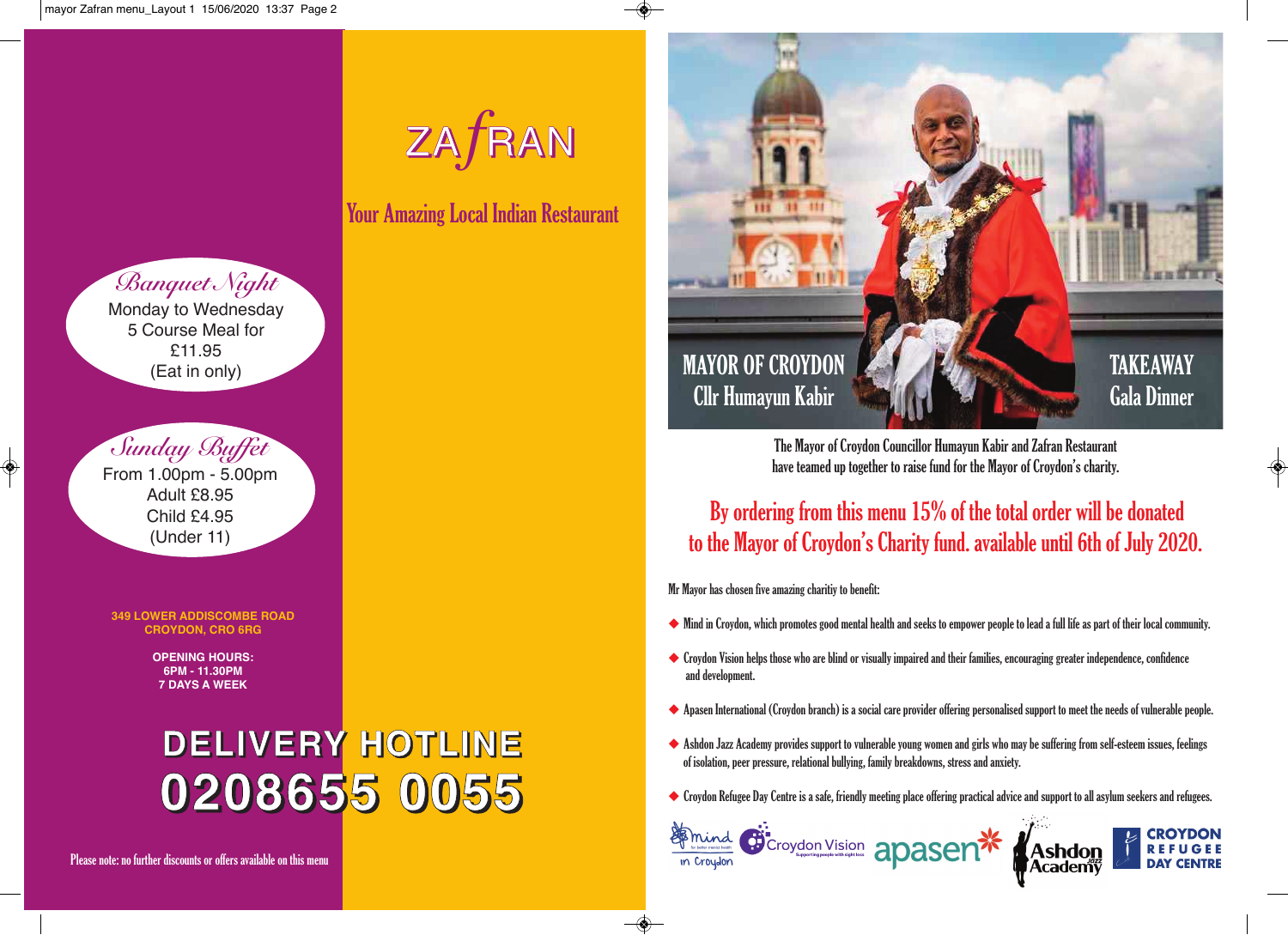# ZAfRAN

## Your Amazing Local Indian Restaurant

### *Banquet Night*

Monday to Wednesday
5 Course Meal for
£11.95
(Eat in only)

### *Sunday Buffet*

From 1.00pm - 5.00pm
Adult £8.95
Child £4.95
(Under 11)

**349 LOWER ADDISCOMBE ROAD**
**CROYDON, CRO 6RG**

**OPENING HOURS:**
**6PM - 11.30PM**
**7 DAYS A WEEK**

## DELIVERY HOTLINE
## 0208655 0055

Please note: no further discounts or offers available on this menu

## MAYOR OF CROYDON
## Cllr Humayun Kabir

## TAKEAWAY
## Gala Dinner

The Mayor of Croydon Councillor Humayun Kabir and Zafran Restaurant have teamed up together to raise fund for the Mayor of Croydon's charity.

## By ordering from this menu 15% of the total order will be donated to the Mayor of Croydon's Charity fund. available until 6th of July 2020.

Mr Mayor has chosen five amazing charitiy to benefit:

- Mind in Croydon, which promotes good mental health and seeks to empower people to lead a full life as part of their local community.
- Croydon Vision helps those who are blind or visually impaired and their families, encouraging greater independence, confidence and development.
- Apasen International (Croydon branch) is a social care provider offering personalised support to meet the needs of vulnerable people.
- Ashdon Jazz Academy provides support to vulnerable young women and girls who may be suffering from self-esteem issues, feelings of isolation, peer pressure, relational bullying, family breakdowns, stress and anxiety.
- Croydon Refugee Day Centre is a safe, friendly meeting place offering practical advice and support to all asylum seekers and refugees.

Mind for better mental health in Croydon | Croydon Vision Supporting people with sight loss | apasen | Ashdon Jazz Academy | CROYDON REFUGEE DAY CENTRE